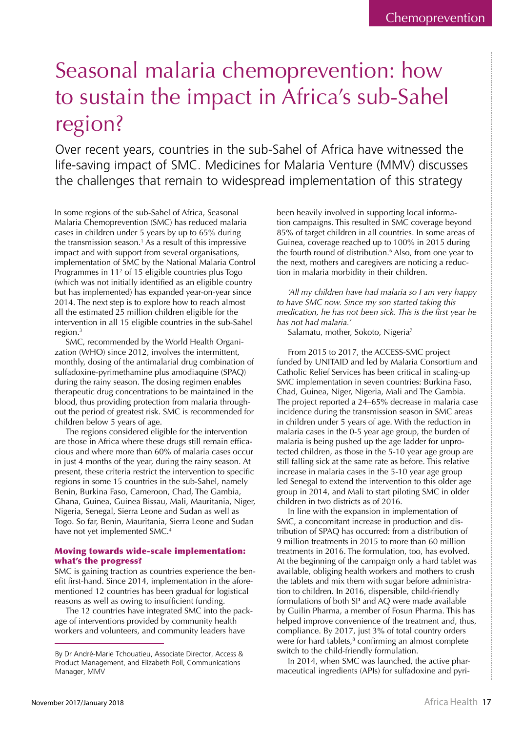# Seasonal malaria chemoprevention: how to sustain the impact in Africa's sub-Sahel region?

Over recent years, countries in the sub-Sahel of Africa have witnessed the life-saving impact of SMC. Medicines for Malaria Venture (MMV) discusses the challenges that remain to widespread implementation of this strategy

In some regions of the sub-Sahel of Africa, Seasonal Malaria Chemoprevention (SMC) has reduced malaria cases in children under 5 years by up to 65% during the transmission season.[1] As a result of this impressive impact and with support from several organisations, implementation of SMC by the National Malaria Control Programmes in 11[2] of 15 eligible countries plus Togo (which was not initially identified as an eligible country but has implemented) has expanded year-on-year since 2014. The next step is to explore how to reach almost all the estimated 25 million children eligible for the intervention in all 15 eligible countries in the sub-Sahel region.[3]

SMC, recommended by the World Health Organization (WHO) since 2012, involves the intermittent, monthly, dosing of the antimalarial drug combination of sulfadoxine-pyrimethamine plus amodiaquine (SPAQ) during the rainy season. The dosing regimen enables therapeutic drug concentrations to be maintained in the blood, thus providing protection from malaria throughout the period of greatest risk. SMC is recommended for children below 5 years of age.

The regions considered eligible for the intervention are those in Africa where these drugs still remain efficacious and where more than 60% of malaria cases occur in just 4 months of the year, during the rainy season. At present, these criteria restrict the intervention to specific regions in some 15 countries in the sub-Sahel, namely Benin, Burkina Faso, Cameroon, Chad, The Gambia, Ghana, Guinea, Guinea Bissau, Mali, Mauritania, Niger, Nigeria, Senegal, Sierra Leone and Sudan as well as Togo. So far, Benin, Mauritania, Sierra Leone and Sudan have not yet implemented SMC.[4]

### Moving towards wide-scale implementation: what's the progress?

SMC is gaining traction as countries experience the benefit first-hand. Since 2014, implementation in the aforementioned 12 countries has been gradual for logistical reasons as well as owing to insufficient funding.

The 12 countries have integrated SMC into the package of interventions provided by community health workers and volunteers, and community leaders have been heavily involved in supporting local information campaigns. This resulted in SMC coverage beyond 85% of target children in all countries. In some areas of Guinea, coverage reached up to 100% in 2015 during the fourth round of distribution.[6] Also, from one year to the next, mothers and caregivers are noticing a reduction in malaria morbidity in their children.

*'All my children have had malaria so I am very happy to have SMC now. Since my son started taking this medication, he has not been sick. This is the first year he has not had malaria.'*

Salamatu, mother, Sokoto, Nigeria[7]

From 2015 to 2017, the ACCESS-SMC project funded by UNITAID and led by Malaria Consortium and Catholic Relief Services has been critical in scaling-up SMC implementation in seven countries: Burkina Faso, Chad, Guinea, Niger, Nigeria, Mali and The Gambia. The project reported a 24–65% decrease in malaria case incidence during the transmission season in SMC areas in children under 5 years of age. With the reduction in malaria cases in the 0-5 year age group, the burden of malaria is being pushed up the age ladder for unprotected children, as those in the 5-10 year age group are still falling sick at the same rate as before. This relative increase in malaria cases in the 5-10 year age group led Senegal to extend the intervention to this older age group in 2014, and Mali to start piloting SMC in older children in two districts as of 2016.

In line with the expansion in implementation of SMC, a concomitant increase in production and distribution of SPAQ has occurred: from a distribution of 9 million treatments in 2015 to more than 60 million treatments in 2016. The formulation, too, has evolved. At the beginning of the campaign only a hard tablet was available, obliging health workers and mothers to crush the tablets and mix them with sugar before administration to children. In 2016, dispersible, child-friendly formulations of both SP and AQ were made available by Guilin Pharma, a member of Fosun Pharma. This has helped improve convenience of the treatment and, thus, compliance. By 2017, just 3% of total country orders were for hard tablets,[8] confirming an almost complete switch to the child-friendly formulation.

In 2014, when SMC was launched, the active pharmaceutical ingredients (APIs) for sulfadoxine and pyri-

By Dr André-Marie Tchouatieu, Associate Director, Access & Product Management, and Elizabeth Poll, Communications Manager, MMV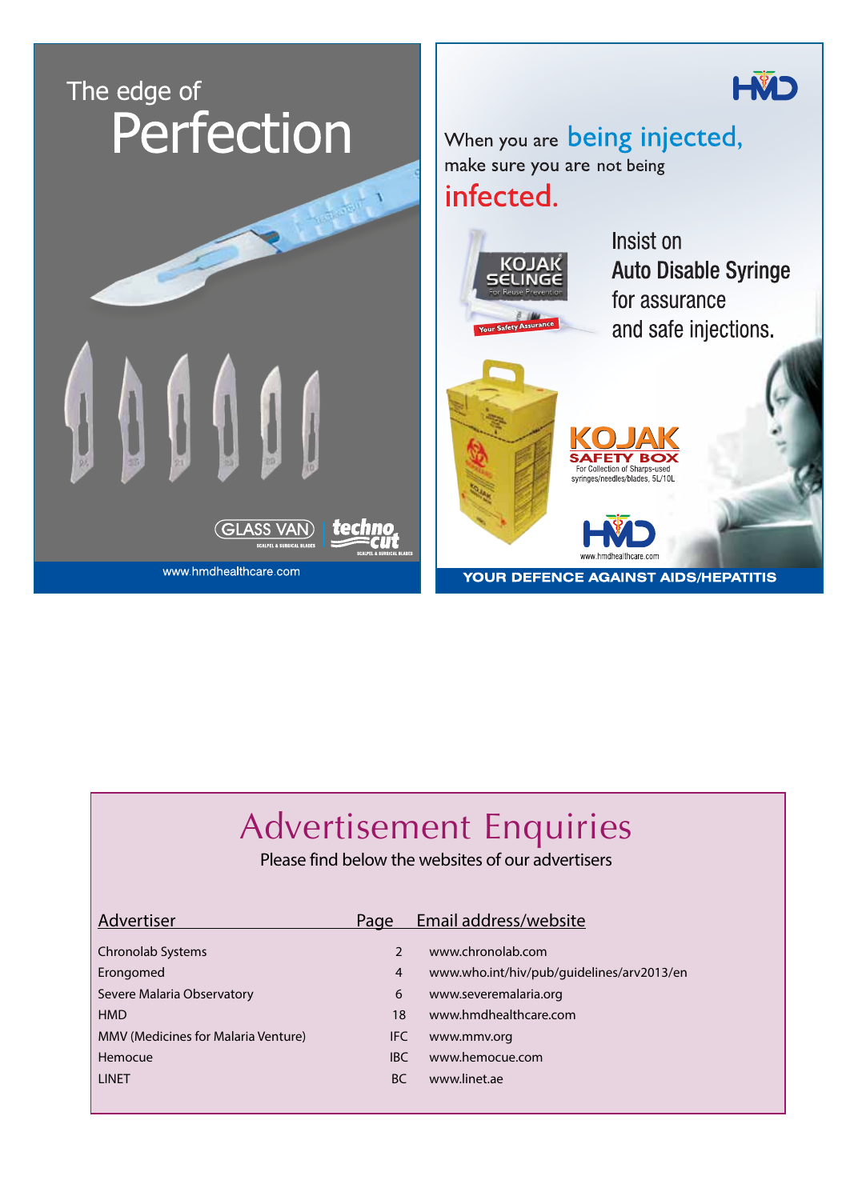The edge of
Perfection

GLASS VAN | techno cut

www.hmdhealthcare.com

HMD

When you are being injected,
make sure you are not being
infected.

Insist on
Auto Disable Syringe
for assurance
and safe injections.

KOJAK SELINGE
For Reuse Prevention
Your Safety Assurance

KOJAK SAFETY BOX
For Collection of Sharps-used syringes/needles/blades, 5L/10L

HMD
www.hmdhealthcare.com

YOUR DEFENCE AGAINST AIDS/HEPATITIS

# Advertisement Enquiries

Please find below the websites of our advertisers

| Advertiser | Page | Email address/website |
| --- | --- | --- |
| Chronolab Systems | 2 | www.chronolab.com |
| Erongomed | 4 | www.who.int/hiv/pub/guidelines/arv2013/en |
| Severe Malaria Observatory | 6 | www.severemalaria.org |
| HMD | 18 | www.hmdhealthcare.com |
| MMV (Medicines for Malaria Venture) | IFC | www.mmv.org |
| Hemocue | IBC | www.hemocue.com |
| LINET | BC | www.linet.ae |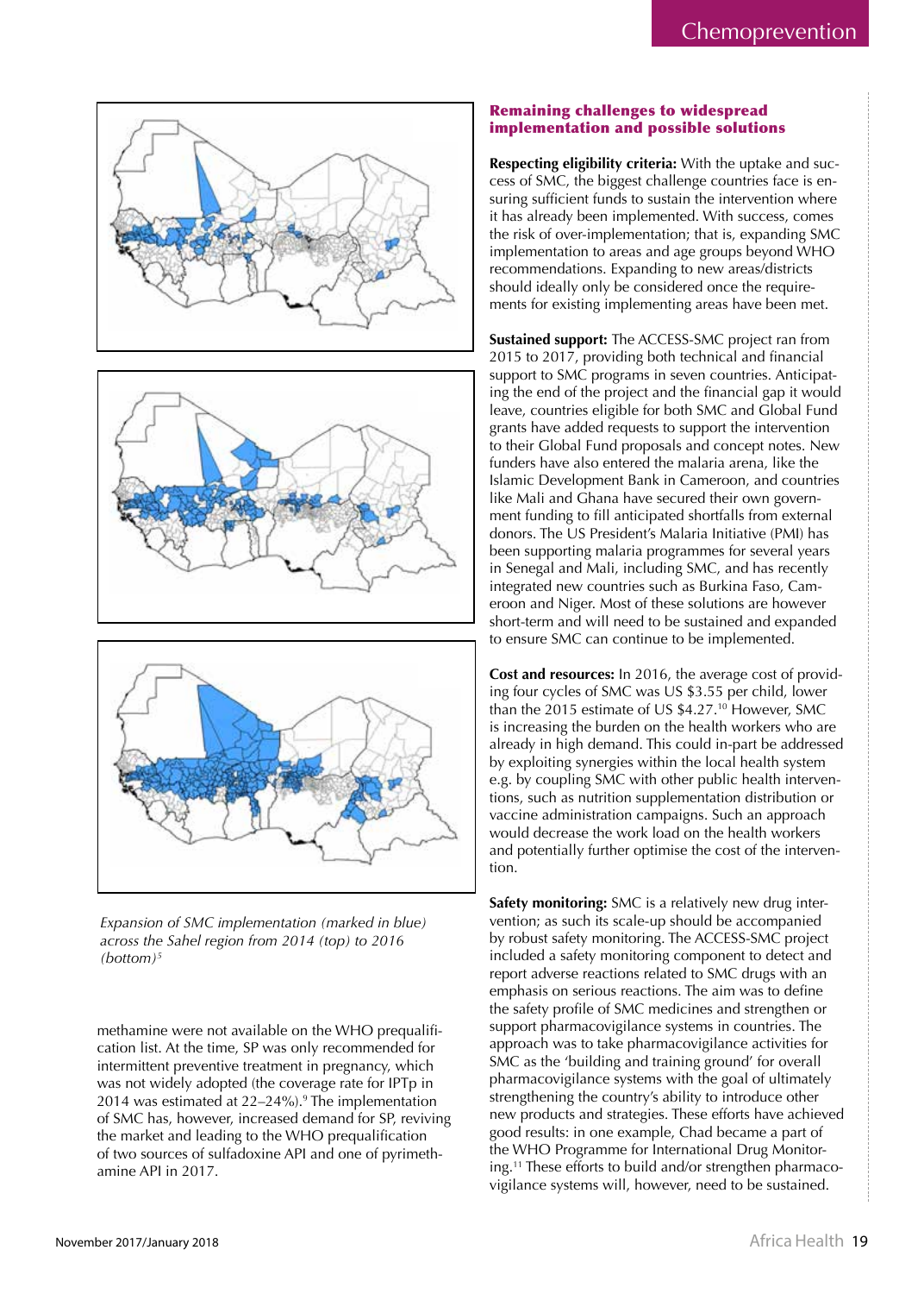*Expansion of SMC implementation (marked in blue) across the Sahel region from 2014 (top) to 2016 (bottom)*[5]

methamine were not available on the WHO prequalification list. At the time, SP was only recommended for intermittent preventive treatment in pregnancy, which was not widely adopted (the coverage rate for IPTp in 2014 was estimated at 22–24%).[9] The implementation of SMC has, however, increased demand for SP, reviving the market and leading to the WHO prequalification of two sources of sulfadoxine API and one of pyrimethamine API in 2017.

## Remaining challenges to widespread implementation and possible solutions

**Respecting eligibility criteria:** With the uptake and success of SMC, the biggest challenge countries face is ensuring sufficient funds to sustain the intervention where it has already been implemented. With success, comes the risk of over-implementation; that is, expanding SMC implementation to areas and age groups beyond WHO recommendations. Expanding to new areas/districts should ideally only be considered once the requirements for existing implementing areas have been met.

**Sustained support:** The ACCESS-SMC project ran from 2015 to 2017, providing both technical and financial support to SMC programs in seven countries. Anticipating the end of the project and the financial gap it would leave, countries eligible for both SMC and Global Fund grants have added requests to support the intervention to their Global Fund proposals and concept notes. New funders have also entered the malaria arena, like the Islamic Development Bank in Cameroon, and countries like Mali and Ghana have secured their own government funding to fill anticipated shortfalls from external donors. The US President's Malaria Initiative (PMI) has been supporting malaria programmes for several years in Senegal and Mali, including SMC, and has recently integrated new countries such as Burkina Faso, Cameroon and Niger. Most of these solutions are however short-term and will need to be sustained and expanded to ensure SMC can continue to be implemented.

**Cost and resources:** In 2016, the average cost of providing four cycles of SMC was US $3.55 per child, lower than the 2015 estimate of US $4.27.[10] However, SMC is increasing the burden on the health workers who are already in high demand. This could in-part be addressed by exploiting synergies within the local health system e.g. by coupling SMC with other public health interventions, such as nutrition supplementation distribution or vaccine administration campaigns. Such an approach would decrease the work load on the health workers and potentially further optimise the cost of the intervention.

**Safety monitoring:** SMC is a relatively new drug intervention; as such its scale-up should be accompanied by robust safety monitoring. The ACCESS-SMC project included a safety monitoring component to detect and report adverse reactions related to SMC drugs with an emphasis on serious reactions. The aim was to define the safety profile of SMC medicines and strengthen or support pharmacovigilance systems in countries. The approach was to take pharmacovigilance activities for SMC as the 'building and training ground' for overall pharmacovigilance systems with the goal of ultimately strengthening the country's ability to introduce other new products and strategies. These efforts have achieved good results: in one example, Chad became a part of the WHO Programme for International Drug Monitoring.[11] These efforts to build and/or strengthen pharmacovigilance systems will, however, need to be sustained.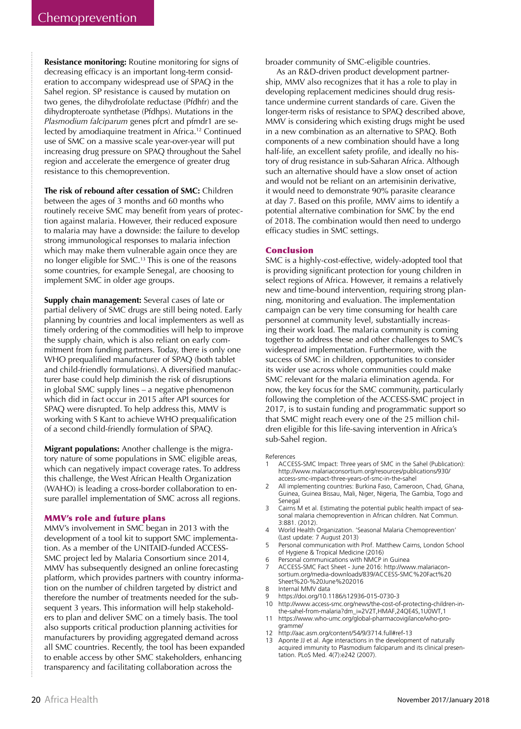**Resistance monitoring:** Routine monitoring for signs of decreasing efficacy is an important long-term consideration to accompany widespread use of SPAQ in the Sahel region. SP resistance is caused by mutation on two genes, the dihydrofolate reductase (Pfdhfr) and the dihydropteroate synthetase (Pfdhps). Mutations in the *Plasmodium falciparum* genes pfcrt and pfmdr1 are selected by amodiaquine treatment in Africa.[12] Continued use of SMC on a massive scale year-over-year will put increasing drug pressure on SPAQ throughout the Sahel region and accelerate the emergence of greater drug resistance to this chemoprevention.

**The risk of rebound after cessation of SMC:** Children between the ages of 3 months and 60 months who routinely receive SMC may benefit from years of protection against malaria. However, their reduced exposure to malaria may have a downside: the failure to develop strong immunological responses to malaria infection which may make them vulnerable again once they are no longer eligible for SMC.[13] This is one of the reasons some countries, for example Senegal, are choosing to implement SMC in older age groups.

**Supply chain management:** Several cases of late or partial delivery of SMC drugs are still being noted. Early planning by countries and local implementers as well as timely ordering of the commodities will help to improve the supply chain, which is also reliant on early commitment from funding partners. Today, there is only one WHO prequalified manufacturer of SPAQ (both tablet and child-friendly formulations). A diversified manufacturer base could help diminish the risk of disruptions in global SMC supply lines – a negative phenomenon which did in fact occur in 2015 after API sources for SPAQ were disrupted. To help address this, MMV is working with S Kant to achieve WHO prequalification of a second child-friendly formulation of SPAQ.

**Migrant populations:** Another challenge is the migratory nature of some populations in SMC eligible areas, which can negatively impact coverage rates. To address this challenge, the West African Health Organization (WAHO) is leading a cross-border collaboration to ensure parallel implementation of SMC across all regions.

## MMV's role and future plans

MMV's involvement in SMC began in 2013 with the development of a tool kit to support SMC implementation. As a member of the UNITAID-funded ACCESS-SMC project led by Malaria Consortium since 2014, MMV has subsequently designed an online forecasting platform, which provides partners with country information on the number of children targeted by district and therefore the number of treatments needed for the subsequent 3 years. This information will help stakeholders to plan and deliver SMC on a timely basis. The tool also supports critical production planning activities for manufacturers by providing aggregated demand across all SMC countries. Recently, the tool has been expanded to enable access by other SMC stakeholders, enhancing transparency and facilitating collaboration across the broader community of SMC-eligible countries.

As an R&D-driven product development partnership, MMV also recognizes that it has a role to play in developing replacement medicines should drug resistance undermine current standards of care. Given the longer-term risks of resistance to SPAQ described above, MMV is considering which existing drugs might be used in a new combination as an alternative to SPAQ. Both components of a new combination should have a long half-life, an excellent safety profile, and ideally no history of drug resistance in sub-Saharan Africa. Although such an alternative should have a slow onset of action and would not be reliant on an artemisinin derivative, it would need to demonstrate 90% parasite clearance at day 7. Based on this profile, MMV aims to identify a potential alternative combination for SMC by the end of 2018. The combination would then need to undergo efficacy studies in SMC settings.

## Conclusion

SMC is a highly-cost-effective, widely-adopted tool that is providing significant protection for young children in select regions of Africa. However, it remains a relatively new and time-bound intervention, requiring strong planning, monitoring and evaluation. The implementation campaign can be very time consuming for health care personnel at community level, substantially increasing their work load. The malaria community is coming together to address these and other challenges to SMC's widespread implementation. Furthermore, with the success of SMC in children, opportunities to consider its wider use across whole communities could make SMC relevant for the malaria elimination agenda. For now, the key focus for the SMC community, particularly following the completion of the ACCESS-SMC project in 2017, is to sustain funding and programmatic support so that SMC might reach every one of the 25 million children eligible for this life-saving intervention in Africa's sub-Sahel region.

References

1. ACCESS-SMC Impact: Three years of SMC in the Sahel (Publication): http://www.malariaconsortium.org/resources/publications/930/access-smc-impact-three-years-of-smc-in-the-sahel
2. All implementing countries: Burkina Faso, Cameroon, Chad, Ghana, Guinea, Guinea Bissau, Mali, Niger, Nigeria, The Gambia, Togo and Senegal
3. Cairns M et al. Estimating the potential public health impact of seasonal malaria chemoprevention in African children. Nat Commun. 3:881. (2012).
4. World Health Organization. 'Seasonal Malaria Chemoprevention' (Last update: 7 August 2013)
5. Personal communication with Prof. Matthew Cairns, London School of Hygiene & Tropical Medicine (2016)
6. Personal communications with NMCP in Guinea
7. ACCESS-SMC Fact Sheet - June 2016: http://www.malariaconsortium.org/media-downloads/839/ACCESS-SMC%20Fact%20Sheet%20-%20June%202016
8. Internal MMV data
9. https://doi.org/10.1186/s12936-015-0730-3
10. http://www.access-smc.org/news/the-cost-of-protecting-children-in-the-sahel-from-malaria?dm_i=2V2T,HMAF,24QE4S,1U0WT,1
11. https://www.who-umc.org/global-pharmacovigilance/who-programme/
12. http://aac.asm.org/content/54/9/3714.full#ref-13
13. Aponte JJ et al. Age interactions in the development of naturally acquired immunity to Plasmodium falciparum and its clinical presentation. PLoS Med. 4(7):e242 (2007).